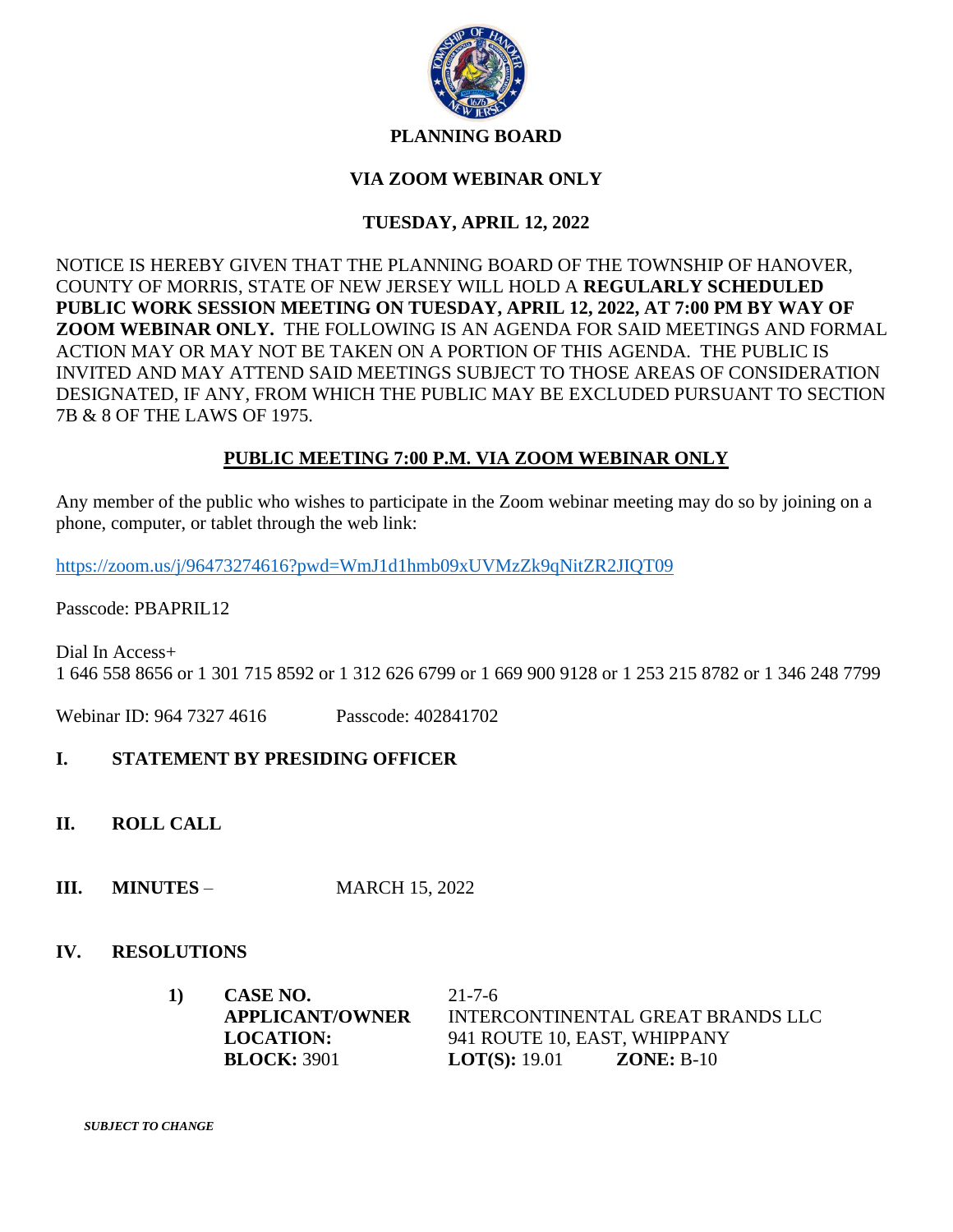# PLANNING BOARD

## VIA ZOOM WEBINAR ONLY

## TUESDAY, APRIL 12, 2022

NOTICE IS HEREBY GIVEN THAT THE PLANNING BOARD OF THE TOWNSHIP OF HANOVER, COUNTY OF MORRIS, STATE OF NEW JERSEY WILL HOLD A **REGULARLY SCHEDULED PUBLIC WORK SESSION MEETING ON TUESDAY, APRIL 12, 2022, AT 7:00 PM BY WAY OF ZOOM WEBINAR ONLY.** THE FOLLOWING IS AN AGENDA FOR SAID MEETINGS AND FORMAL ACTION MAY OR MAY NOT BE TAKEN ON A PORTION OF THIS AGENDA. THE PUBLIC IS INVITED AND MAY ATTEND SAID MEETINGS SUBJECT TO THOSE AREAS OF CONSIDERATION DESIGNATED, IF ANY, FROM WHICH THE PUBLIC MAY BE EXCLUDED PURSUANT TO SECTION 7B & 8 OF THE LAWS OF 1975.

**PUBLIC MEETING 7:00 P.M. VIA ZOOM WEBINAR ONLY**

Any member of the public who wishes to participate in the Zoom webinar meeting may do so by joining on a phone, computer, or tablet through the web link:

https://zoom.us/j/96473274616?pwd=WmJ1d1hmb09xUVMzZk9qNitZR2JIQT09

Passcode: PBAPRIL12

Dial In Access+
1 646 558 8656 or 1 301 715 8592 or 1 312 626 6799 or 1 669 900 9128 or 1 253 215 8782 or 1 346 248 7799

Webinar ID: 964 7327 4616 Passcode: 402841702

## I. STATEMENT BY PRESIDING OFFICER

## II. ROLL CALL

## III. MINUTES – MARCH 15, 2022

## IV. RESOLUTIONS

1) **CASE NO.** 21-7-6
**APPLICANT/OWNER** INTERCONTINENTAL GREAT BRANDS LLC
**LOCATION:** 941 ROUTE 10, EAST, WHIPPANY
**BLOCK:** 3901 **LOT(S):** 19.01 **ZONE:** B-10

***SUBJECT TO CHANGE***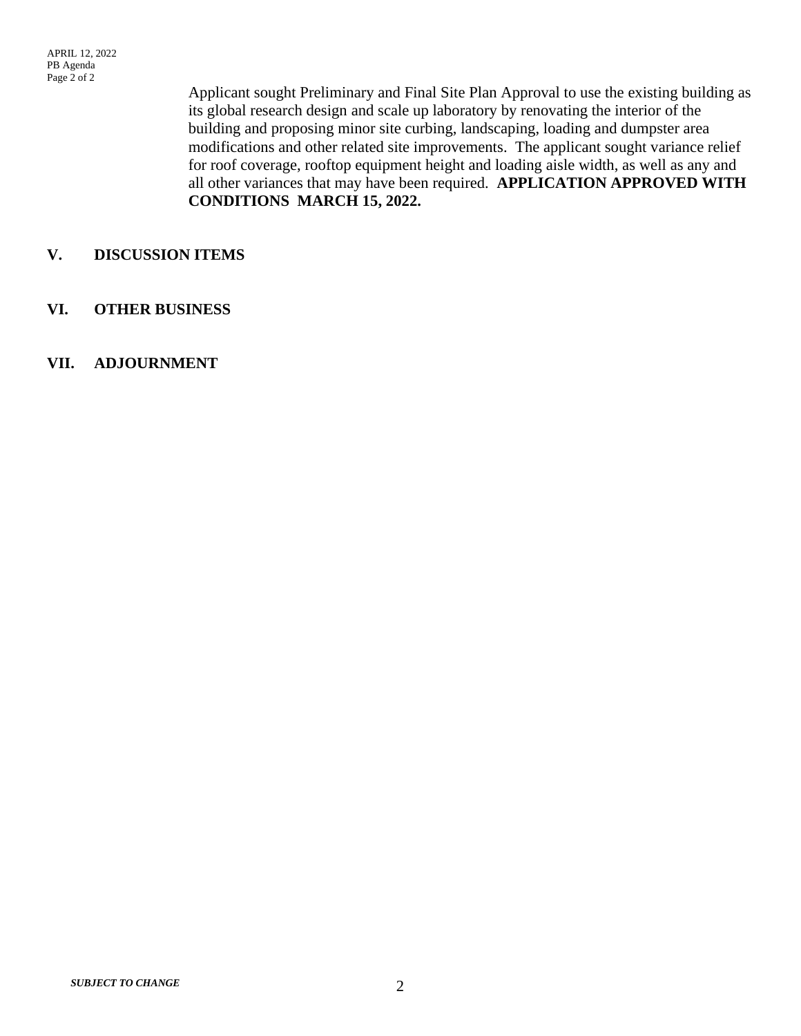Applicant sought Preliminary and Final Site Plan Approval to use the existing building as its global research design and scale up laboratory by renovating the interior of the building and proposing minor site curbing, landscaping, loading and dumpster area modifications and other related site improvements. The applicant sought variance relief for roof coverage, rooftop equipment height and loading aisle width, as well as any and all other variances that may have been required. **APPLICATION APPROVED WITH CONDITIONS MARCH 15, 2022.**

## V. DISCUSSION ITEMS

## VI. OTHER BUSINESS

## VII. ADJOURNMENT

***SUBJECT TO CHANGE***